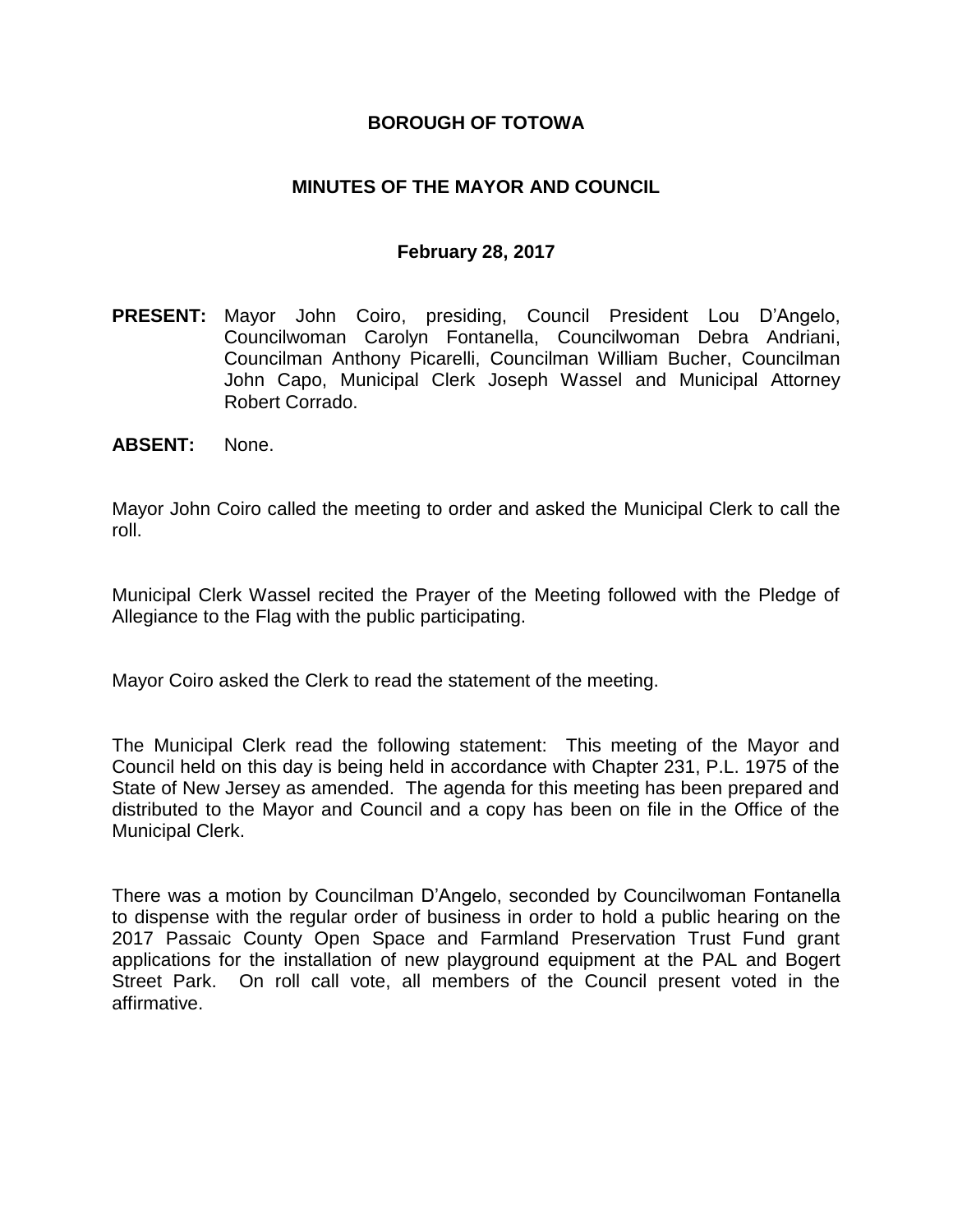# BOROUGH OF TOTOWA

## MINUTES OF THE MAYOR AND COUNCIL

### February 28, 2017

**PRESENT:** Mayor John Coiro, presiding, Council President Lou D'Angelo, Councilwoman Carolyn Fontanella, Councilwoman Debra Andriani, Councilman Anthony Picarelli, Councilman William Bucher, Councilman John Capo, Municipal Clerk Joseph Wassel and Municipal Attorney Robert Corrado.

**ABSENT:** None.

Mayor John Coiro called the meeting to order and asked the Municipal Clerk to call the roll.

Municipal Clerk Wassel recited the Prayer of the Meeting followed with the Pledge of Allegiance to the Flag with the public participating.

Mayor Coiro asked the Clerk to read the statement of the meeting.

The Municipal Clerk read the following statement: This meeting of the Mayor and Council held on this day is being held in accordance with Chapter 231, P.L. 1975 of the State of New Jersey as amended. The agenda for this meeting has been prepared and distributed to the Mayor and Council and a copy has been on file in the Office of the Municipal Clerk.

There was a motion by Councilman D'Angelo, seconded by Councilwoman Fontanella to dispense with the regular order of business in order to hold a public hearing on the 2017 Passaic County Open Space and Farmland Preservation Trust Fund grant applications for the installation of new playground equipment at the PAL and Bogert Street Park. On roll call vote, all members of the Council present voted in the affirmative.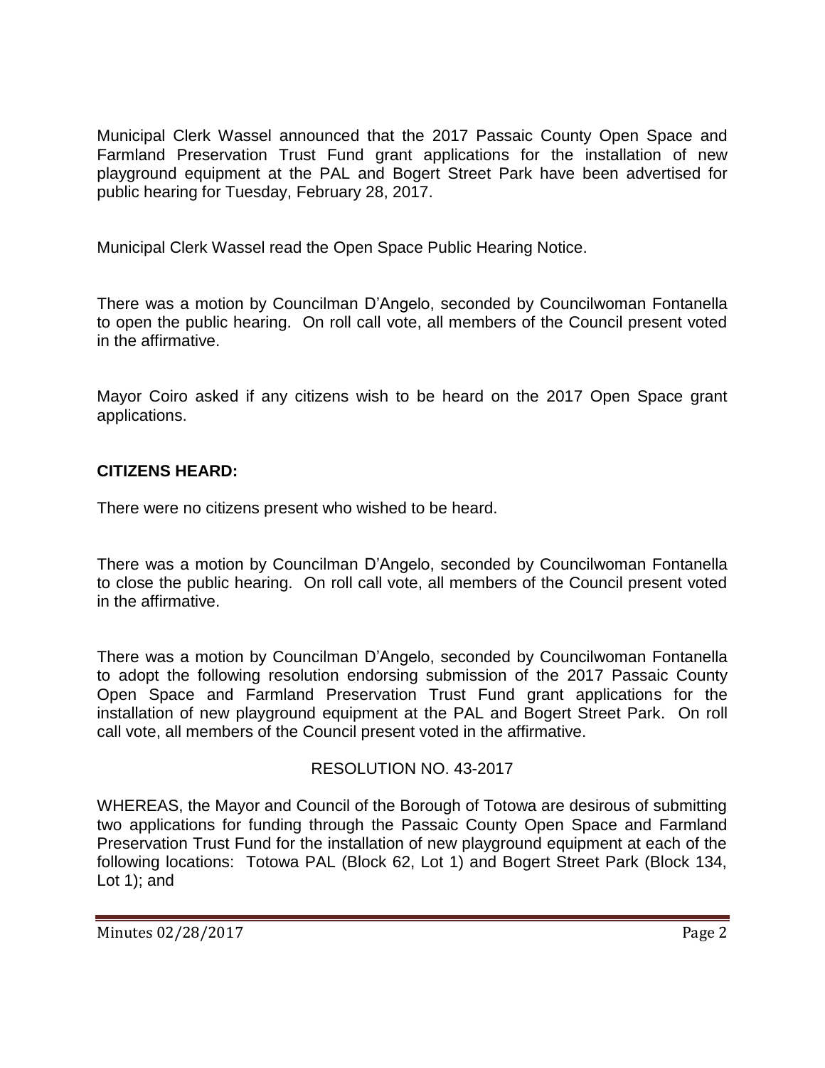Municipal Clerk Wassel announced that the 2017 Passaic County Open Space and Farmland Preservation Trust Fund grant applications for the installation of new playground equipment at the PAL and Bogert Street Park have been advertised for public hearing for Tuesday, February 28, 2017.

Municipal Clerk Wassel read the Open Space Public Hearing Notice.

There was a motion by Councilman D'Angelo, seconded by Councilwoman Fontanella to open the public hearing. On roll call vote, all members of the Council present voted in the affirmative.

Mayor Coiro asked if any citizens wish to be heard on the 2017 Open Space grant applications.

**CITIZENS HEARD:**

There were no citizens present who wished to be heard.

There was a motion by Councilman D'Angelo, seconded by Councilwoman Fontanella to close the public hearing. On roll call vote, all members of the Council present voted in the affirmative.

There was a motion by Councilman D'Angelo, seconded by Councilwoman Fontanella to adopt the following resolution endorsing submission of the 2017 Passaic County Open Space and Farmland Preservation Trust Fund grant applications for the installation of new playground equipment at the PAL and Bogert Street Park. On roll call vote, all members of the Council present voted in the affirmative.

RESOLUTION NO. 43-2017

WHEREAS, the Mayor and Council of the Borough of Totowa are desirous of submitting two applications for funding through the Passaic County Open Space and Farmland Preservation Trust Fund for the installation of new playground equipment at each of the following locations: Totowa PAL (Block 62, Lot 1) and Bogert Street Park (Block 134, Lot 1); and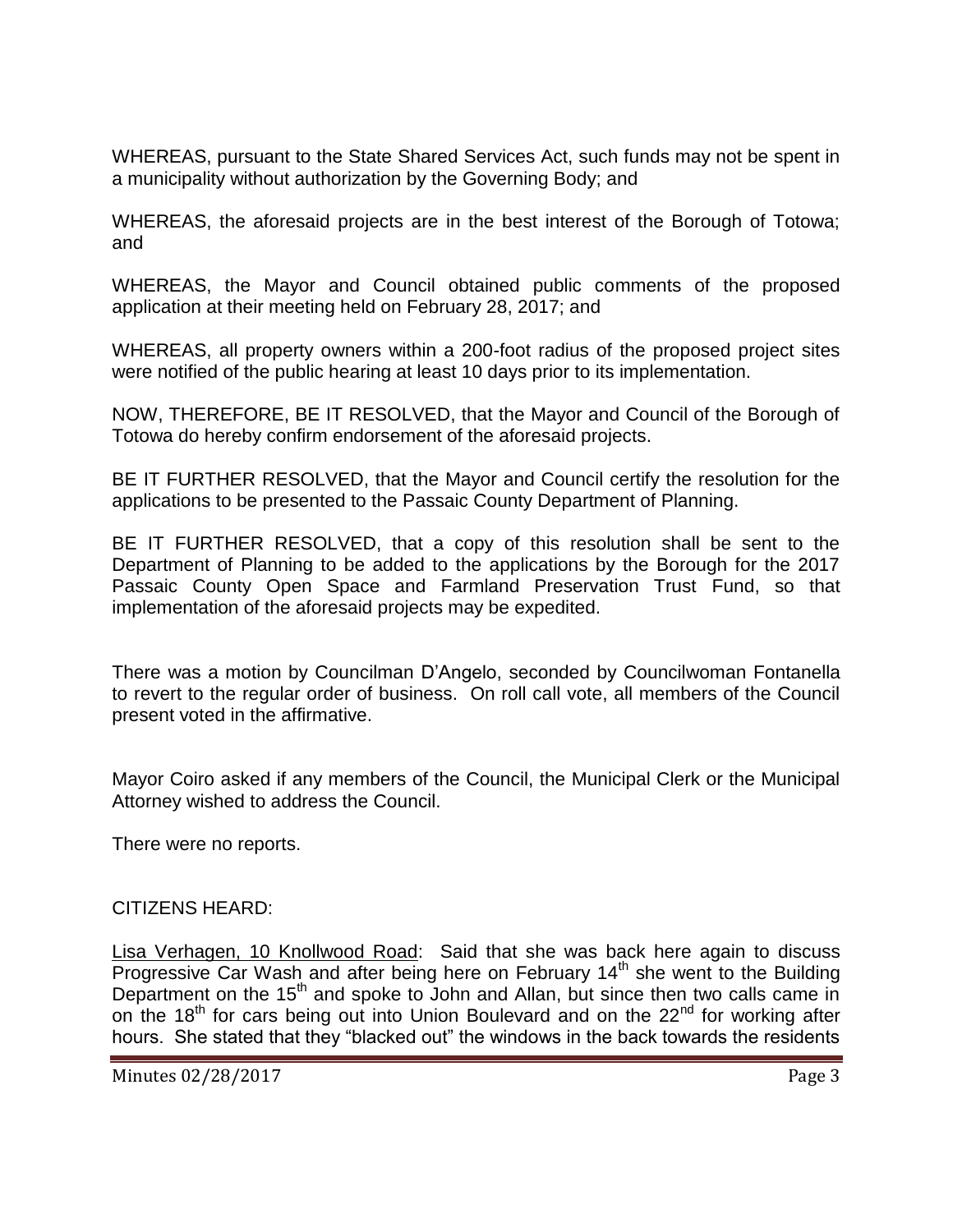WHEREAS, pursuant to the State Shared Services Act, such funds may not be spent in a municipality without authorization by the Governing Body; and

WHEREAS, the aforesaid projects are in the best interest of the Borough of Totowa; and

WHEREAS, the Mayor and Council obtained public comments of the proposed application at their meeting held on February 28, 2017; and

WHEREAS, all property owners within a 200-foot radius of the proposed project sites were notified of the public hearing at least 10 days prior to its implementation.

NOW, THEREFORE, BE IT RESOLVED, that the Mayor and Council of the Borough of Totowa do hereby confirm endorsement of the aforesaid projects.

BE IT FURTHER RESOLVED, that the Mayor and Council certify the resolution for the applications to be presented to the Passaic County Department of Planning.

BE IT FURTHER RESOLVED, that a copy of this resolution shall be sent to the Department of Planning to be added to the applications by the Borough for the 2017 Passaic County Open Space and Farmland Preservation Trust Fund, so that implementation of the aforesaid projects may be expedited.

There was a motion by Councilman D'Angelo, seconded by Councilwoman Fontanella to revert to the regular order of business. On roll call vote, all members of the Council present voted in the affirmative.

Mayor Coiro asked if any members of the Council, the Municipal Clerk or the Municipal Attorney wished to address the Council.

There were no reports.

CITIZENS HEARD:

Lisa Verhagen, 10 Knollwood Road: Said that she was back here again to discuss Progressive Car Wash and after being here on February 14th she went to the Building Department on the 15th and spoke to John and Allan, but since then two calls came in on the 18th for cars being out into Union Boulevard and on the 22nd for working after hours. She stated that they "blacked out" the windows in the back towards the residents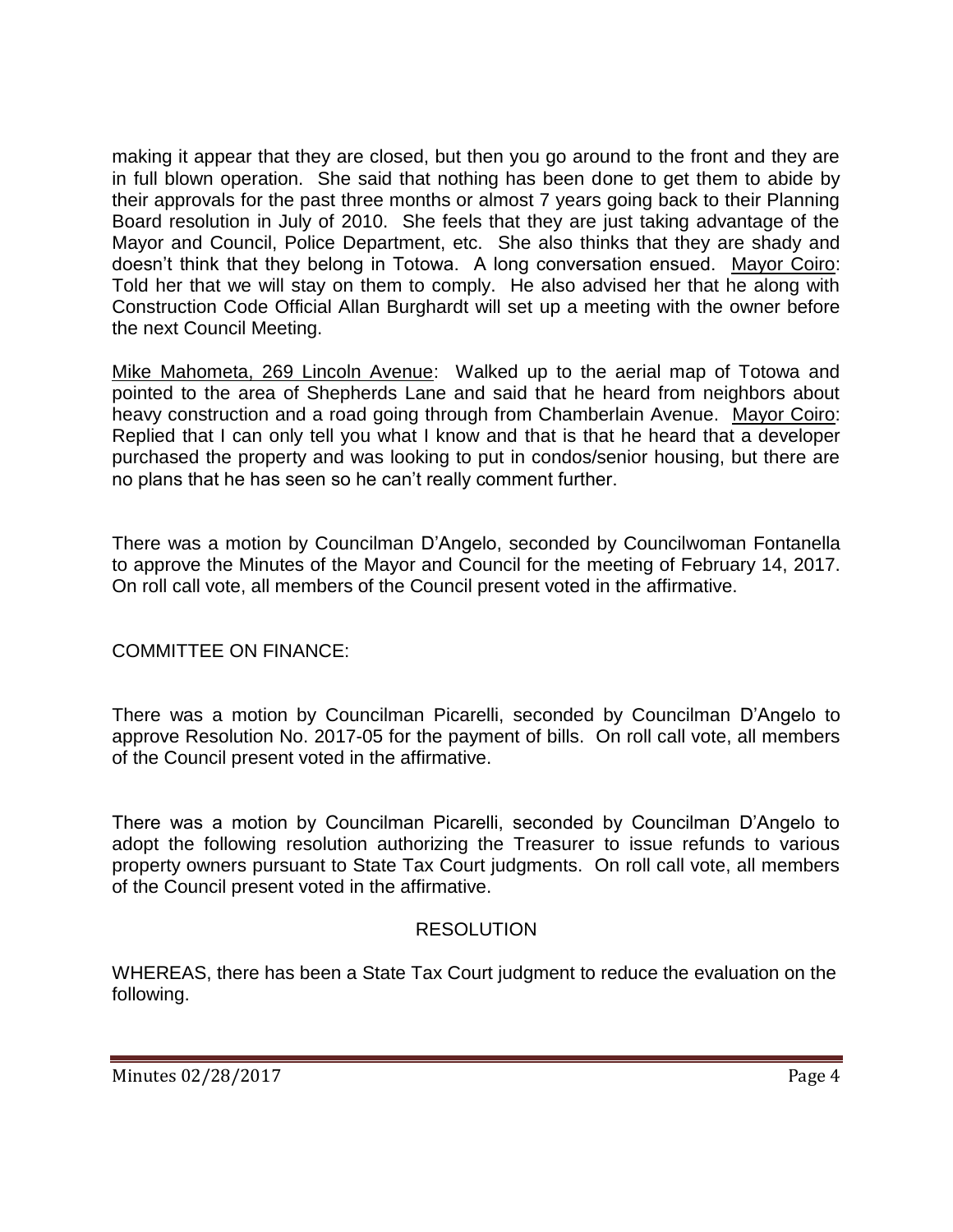making it appear that they are closed, but then you go around to the front and they are in full blown operation. She said that nothing has been done to get them to abide by their approvals for the past three months or almost 7 years going back to their Planning Board resolution in July of 2010. She feels that they are just taking advantage of the Mayor and Council, Police Department, etc. She also thinks that they are shady and doesn't think that they belong in Totowa. A long conversation ensued. Mayor Coiro: Told her that we will stay on them to comply. He also advised her that he along with Construction Code Official Allan Burghardt will set up a meeting with the owner before the next Council Meeting.

Mike Mahometa, 269 Lincoln Avenue: Walked up to the aerial map of Totowa and pointed to the area of Shepherds Lane and said that he heard from neighbors about heavy construction and a road going through from Chamberlain Avenue. Mayor Coiro: Replied that I can only tell you what I know and that is that he heard that a developer purchased the property and was looking to put in condos/senior housing, but there are no plans that he has seen so he can't really comment further.

There was a motion by Councilman D'Angelo, seconded by Councilwoman Fontanella to approve the Minutes of the Mayor and Council for the meeting of February 14, 2017. On roll call vote, all members of the Council present voted in the affirmative.

COMMITTEE ON FINANCE:

There was a motion by Councilman Picarelli, seconded by Councilman D'Angelo to approve Resolution No. 2017-05 for the payment of bills. On roll call vote, all members of the Council present voted in the affirmative.

There was a motion by Councilman Picarelli, seconded by Councilman D'Angelo to adopt the following resolution authorizing the Treasurer to issue refunds to various property owners pursuant to State Tax Court judgments. On roll call vote, all members of the Council present voted in the affirmative.

RESOLUTION

WHEREAS, there has been a State Tax Court judgment to reduce the evaluation on the following.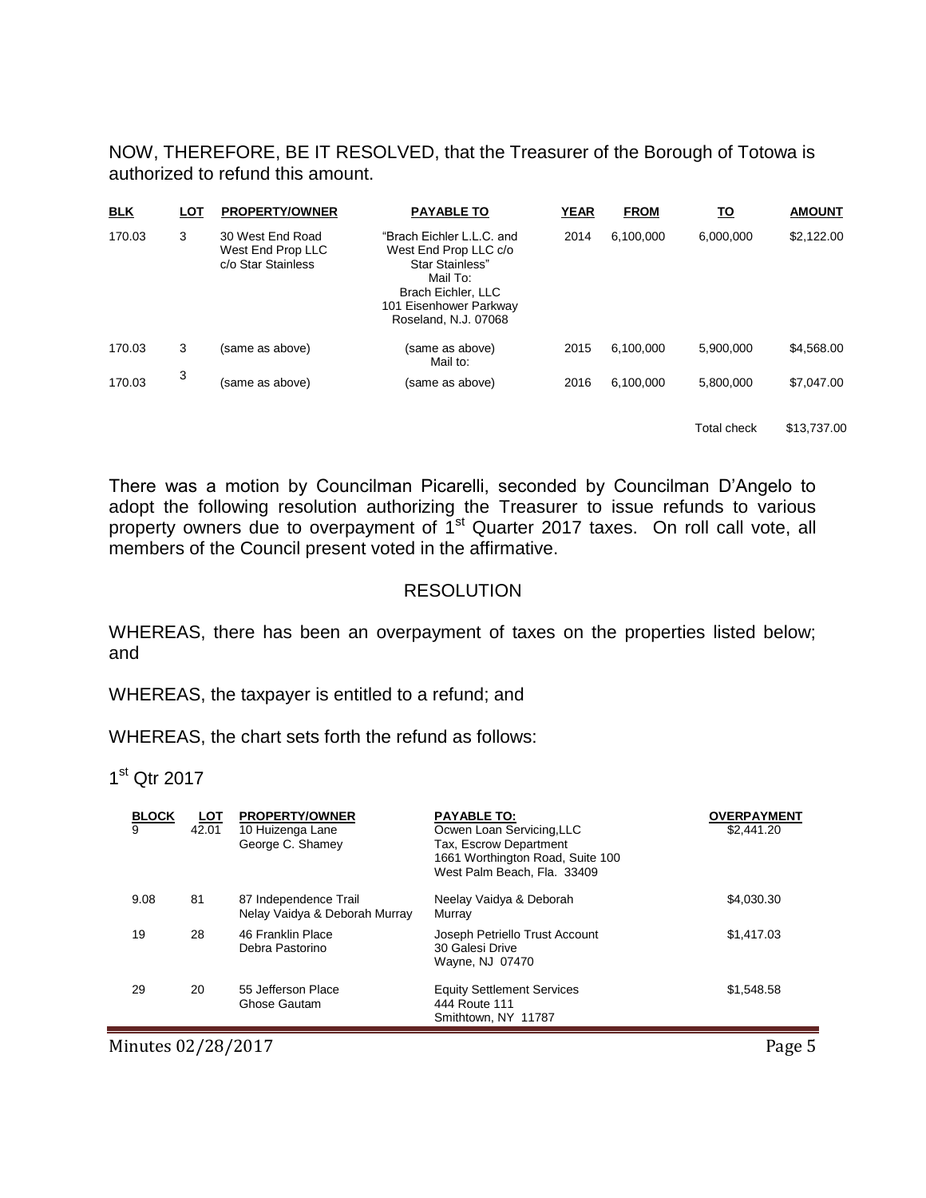NOW, THEREFORE, BE IT RESOLVED, that the Treasurer of the Borough of Totowa is authorized to refund this amount.

| BLK | LOT | PROPERTY/OWNER | PAYABLE TO | YEAR | FROM | TO | AMOUNT |
|---|---|---|---|---|---|---|---|
| 170.03 | 3 | 30 West End Road West End Prop LLC c/o Star Stainless | "Brach Eichler L.L.C. and West End Prop LLC c/o Star Stainless" Mail To: Brach Eichler, LLC 101 Eisenhower Parkway Roseland, N.J. 07068 | 2014 | 6,100,000 | 6,000,000 | $2,122.00 |
| 170.03 | 3 | (same as above) | (same as above) Mail to: | 2015 | 6,100,000 | 5,900,000 | $4,568.00 |
| 170.03 | 3 | (same as above) | (same as above) | 2016 | 6,100,000 | 5,800,000 | $7,047.00 |
| | | | | | | Total check | $13,737.00 |

There was a motion by Councilman Picarelli, seconded by Councilman D'Angelo to adopt the following resolution authorizing the Treasurer to issue refunds to various property owners due to overpayment of 1st Quarter 2017 taxes. On roll call vote, all members of the Council present voted in the affirmative.

## RESOLUTION

WHEREAS, there has been an overpayment of taxes on the properties listed below; and

WHEREAS, the taxpayer is entitled to a refund; and

WHEREAS, the chart sets forth the refund as follows:

1st Qtr 2017

| BLOCK | LOT | PROPERTY/OWNER | PAYABLE TO: | OVERPAYMENT |
|---|---|---|---|---|
| 9 | 42.01 | 10 Huizenga Lane George C. Shamey | Ocwen Loan Servicing,LLC Tax, Escrow Department 1661 Worthington Road, Suite 100 West Palm Beach, Fla. 33409 | $2,441.20 |
| 9.08 | 81 | 87 Independence Trail Nelay Vaidya & Deborah Murray | Neelay Vaidya & Deborah Murray | $4,030.30 |
| 19 | 28 | 46 Franklin Place Debra Pastorino | Joseph Petriello Trust Account 30 Galesi Drive Wayne, NJ 07470 | $1,417.03 |
| 29 | 20 | 55 Jefferson Place Ghose Gautam | Equity Settlement Services 444 Route 111 Smithtown, NY 11787 | $1,548.58 |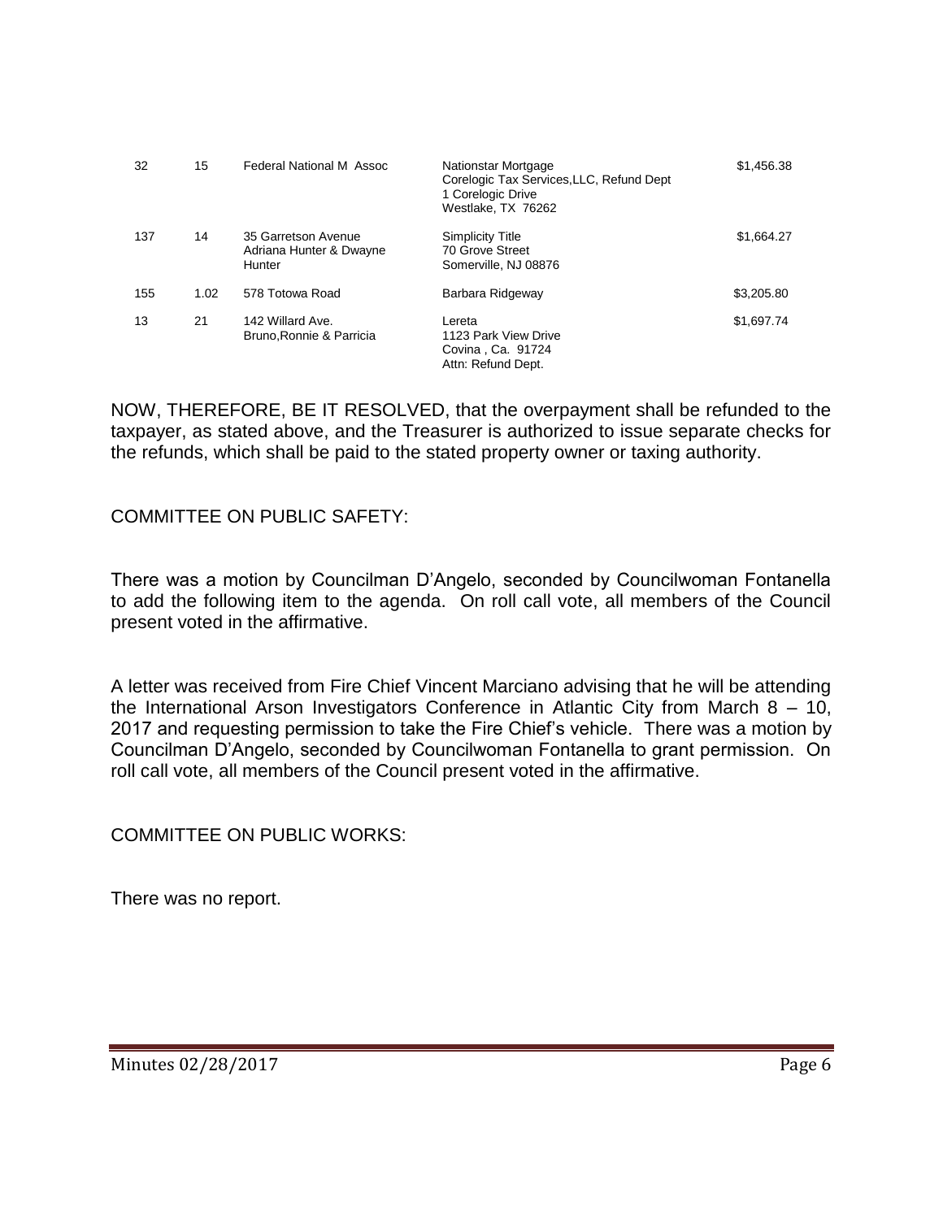| | | | | |
|---|---|---|---|---|
| 32 | 15 | Federal National M Assoc | Nationstar Mortgage<br>Corelogic Tax Services,LLC, Refund Dept<br>1 Corelogic Drive<br>Westlake, TX 76262 | $1,456.38 |
| 137 | 14 | 35 Garretson Avenue<br>Adriana Hunter & Dwayne Hunter | Simplicity Title<br>70 Grove Street<br>Somerville, NJ 08876 | $1,664.27 |
| 155 | 1.02 | 578 Totowa Road | Barbara Ridgeway | $3,205.80 |
| 13 | 21 | 142 Willard Ave.<br>Bruno,Ronnie & Parricia | Lereta<br>1123 Park View Drive<br>Covina , Ca. 91724<br>Attn: Refund Dept. | $1,697.74 |

NOW, THEREFORE, BE IT RESOLVED, that the overpayment shall be refunded to the taxpayer, as stated above, and the Treasurer is authorized to issue separate checks for the refunds, which shall be paid to the stated property owner or taxing authority.

COMMITTEE ON PUBLIC SAFETY:

There was a motion by Councilman D'Angelo, seconded by Councilwoman Fontanella to add the following item to the agenda. On roll call vote, all members of the Council present voted in the affirmative.

A letter was received from Fire Chief Vincent Marciano advising that he will be attending the International Arson Investigators Conference in Atlantic City from March 8 – 10, 2017 and requesting permission to take the Fire Chief's vehicle. There was a motion by Councilman D'Angelo, seconded by Councilwoman Fontanella to grant permission. On roll call vote, all members of the Council present voted in the affirmative.

COMMITTEE ON PUBLIC WORKS:

There was no report.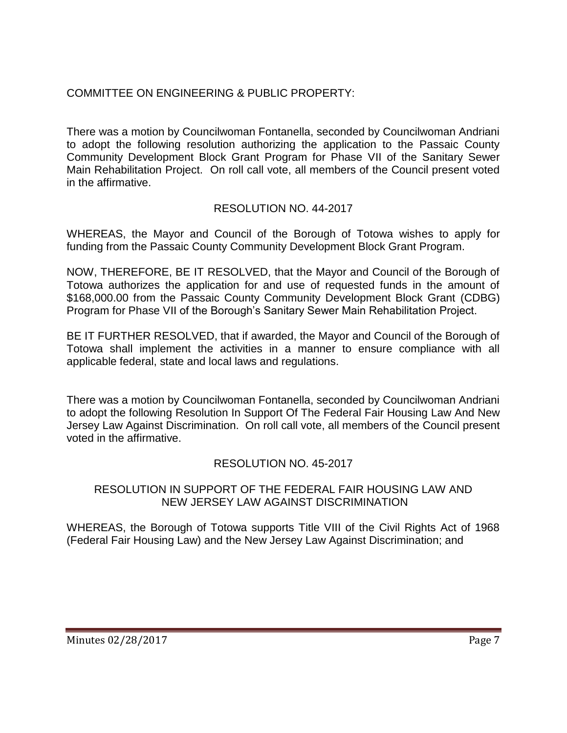COMMITTEE ON ENGINEERING & PUBLIC PROPERTY:

There was a motion by Councilwoman Fontanella, seconded by Councilwoman Andriani to adopt the following resolution authorizing the application to the Passaic County Community Development Block Grant Program for Phase VII of the Sanitary Sewer Main Rehabilitation Project. On roll call vote, all members of the Council present voted in the affirmative.

RESOLUTION NO. 44-2017

WHEREAS, the Mayor and Council of the Borough of Totowa wishes to apply for funding from the Passaic County Community Development Block Grant Program.

NOW, THEREFORE, BE IT RESOLVED, that the Mayor and Council of the Borough of Totowa authorizes the application for and use of requested funds in the amount of $168,000.00 from the Passaic County Community Development Block Grant (CDBG) Program for Phase VII of the Borough's Sanitary Sewer Main Rehabilitation Project.

BE IT FURTHER RESOLVED, that if awarded, the Mayor and Council of the Borough of Totowa shall implement the activities in a manner to ensure compliance with all applicable federal, state and local laws and regulations.

There was a motion by Councilwoman Fontanella, seconded by Councilwoman Andriani to adopt the following Resolution In Support Of The Federal Fair Housing Law And New Jersey Law Against Discrimination. On roll call vote, all members of the Council present voted in the affirmative.

RESOLUTION NO. 45-2017

RESOLUTION IN SUPPORT OF THE FEDERAL FAIR HOUSING LAW AND NEW JERSEY LAW AGAINST DISCRIMINATION

WHEREAS, the Borough of Totowa supports Title VIII of the Civil Rights Act of 1968 (Federal Fair Housing Law) and the New Jersey Law Against Discrimination; and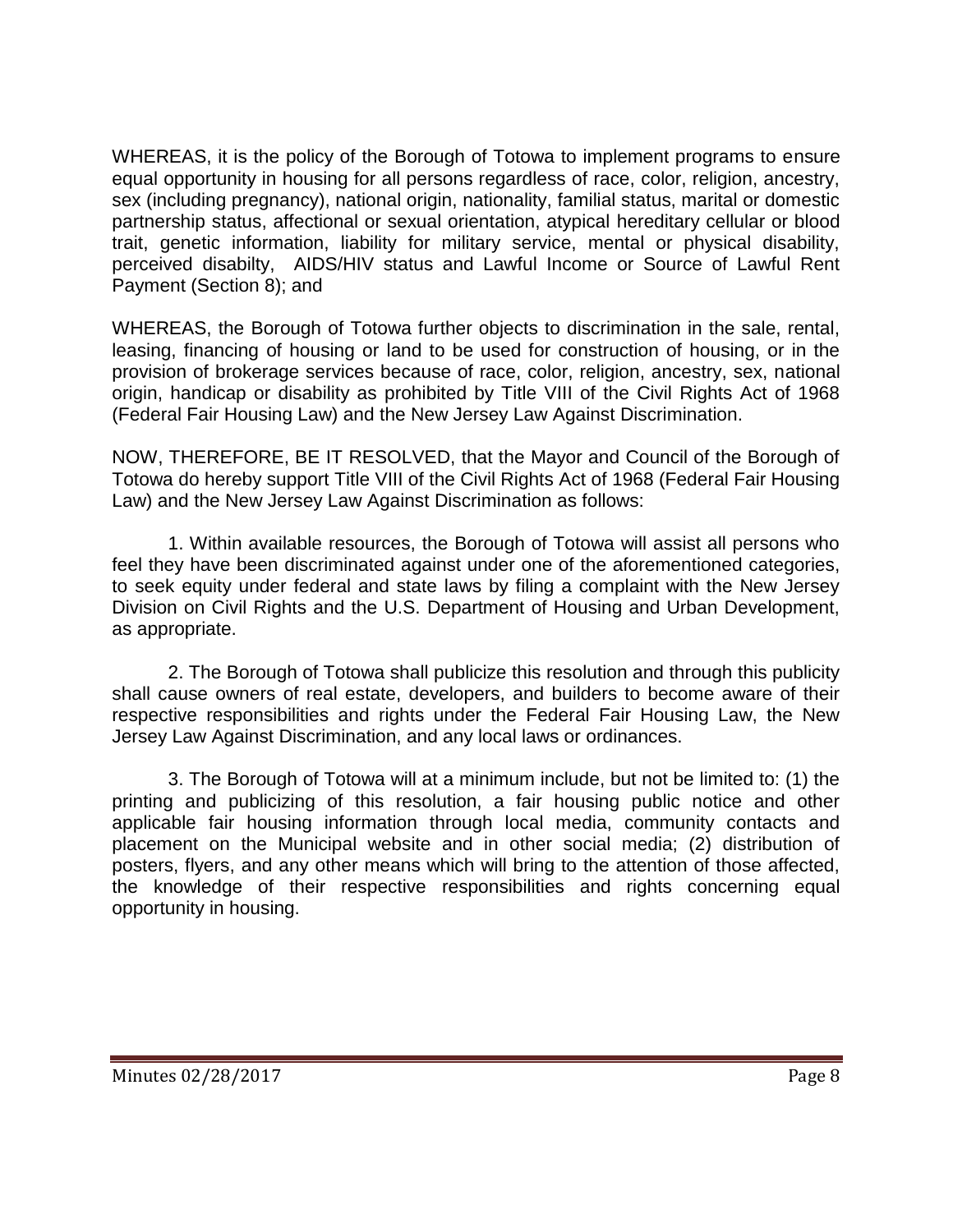WHEREAS, it is the policy of the Borough of Totowa to implement programs to ensure equal opportunity in housing for all persons regardless of race, color, religion, ancestry, sex (including pregnancy), national origin, nationality, familial status, marital or domestic partnership status, affectional or sexual orientation, atypical hereditary cellular or blood trait, genetic information, liability for military service, mental or physical disability, perceived disabilty, AIDS/HIV status and Lawful Income or Source of Lawful Rent Payment (Section 8); and

WHEREAS, the Borough of Totowa further objects to discrimination in the sale, rental, leasing, financing of housing or land to be used for construction of housing, or in the provision of brokerage services because of race, color, religion, ancestry, sex, national origin, handicap or disability as prohibited by Title VIII of the Civil Rights Act of 1968 (Federal Fair Housing Law) and the New Jersey Law Against Discrimination.

NOW, THEREFORE, BE IT RESOLVED, that the Mayor and Council of the Borough of Totowa do hereby support Title VIII of the Civil Rights Act of 1968 (Federal Fair Housing Law) and the New Jersey Law Against Discrimination as follows:

1. Within available resources, the Borough of Totowa will assist all persons who feel they have been discriminated against under one of the aforementioned categories, to seek equity under federal and state laws by filing a complaint with the New Jersey Division on Civil Rights and the U.S. Department of Housing and Urban Development, as appropriate.

2. The Borough of Totowa shall publicize this resolution and through this publicity shall cause owners of real estate, developers, and builders to become aware of their respective responsibilities and rights under the Federal Fair Housing Law, the New Jersey Law Against Discrimination, and any local laws or ordinances.

3. The Borough of Totowa will at a minimum include, but not be limited to: (1) the printing and publicizing of this resolution, a fair housing public notice and other applicable fair housing information through local media, community contacts and placement on the Municipal website and in other social media; (2) distribution of posters, flyers, and any other means which will bring to the attention of those affected, the knowledge of their respective responsibilities and rights concerning equal opportunity in housing.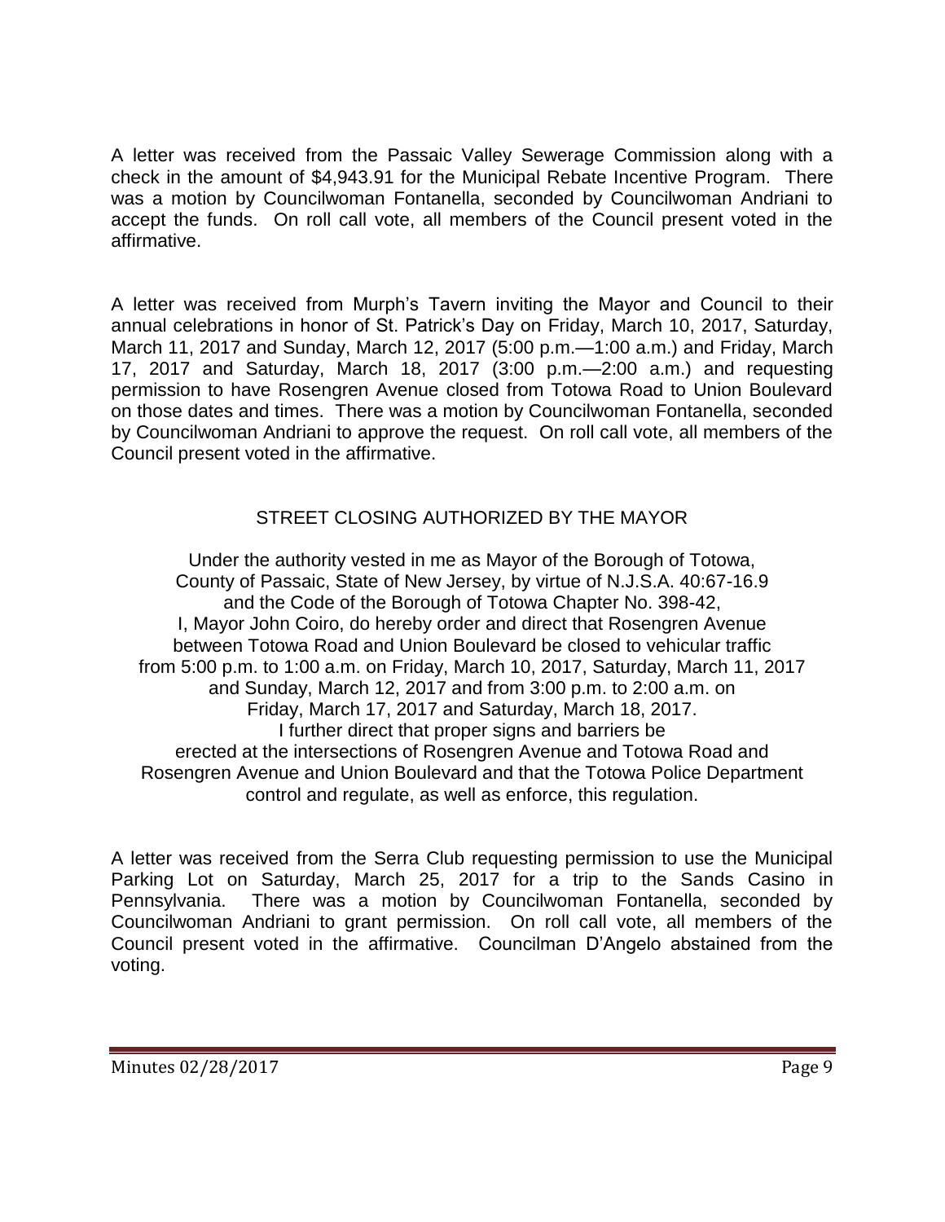A letter was received from the Passaic Valley Sewerage Commission along with a check in the amount of $4,943.91 for the Municipal Rebate Incentive Program. There was a motion by Councilwoman Fontanella, seconded by Councilwoman Andriani to accept the funds. On roll call vote, all members of the Council present voted in the affirmative.

A letter was received from Murph's Tavern inviting the Mayor and Council to their annual celebrations in honor of St. Patrick's Day on Friday, March 10, 2017, Saturday, March 11, 2017 and Sunday, March 12, 2017 (5:00 p.m.—1:00 a.m.) and Friday, March 17, 2017 and Saturday, March 18, 2017 (3:00 p.m.—2:00 a.m.) and requesting permission to have Rosengren Avenue closed from Totowa Road to Union Boulevard on those dates and times. There was a motion by Councilwoman Fontanella, seconded by Councilwoman Andriani to approve the request. On roll call vote, all members of the Council present voted in the affirmative.

## STREET CLOSING AUTHORIZED BY THE MAYOR

Under the authority vested in me as Mayor of the Borough of Totowa, County of Passaic, State of New Jersey, by virtue of N.J.S.A. 40:67-16.9 and the Code of the Borough of Totowa Chapter No. 398-42, I, Mayor John Coiro, do hereby order and direct that Rosengren Avenue between Totowa Road and Union Boulevard be closed to vehicular traffic from 5:00 p.m. to 1:00 a.m. on Friday, March 10, 2017, Saturday, March 11, 2017 and Sunday, March 12, 2017 and from 3:00 p.m. to 2:00 a.m. on Friday, March 17, 2017 and Saturday, March 18, 2017. I further direct that proper signs and barriers be erected at the intersections of Rosengren Avenue and Totowa Road and Rosengren Avenue and Union Boulevard and that the Totowa Police Department control and regulate, as well as enforce, this regulation.

A letter was received from the Serra Club requesting permission to use the Municipal Parking Lot on Saturday, March 25, 2017 for a trip to the Sands Casino in Pennsylvania. There was a motion by Councilwoman Fontanella, seconded by Councilwoman Andriani to grant permission. On roll call vote, all members of the Council present voted in the affirmative. Councilman D'Angelo abstained from the voting.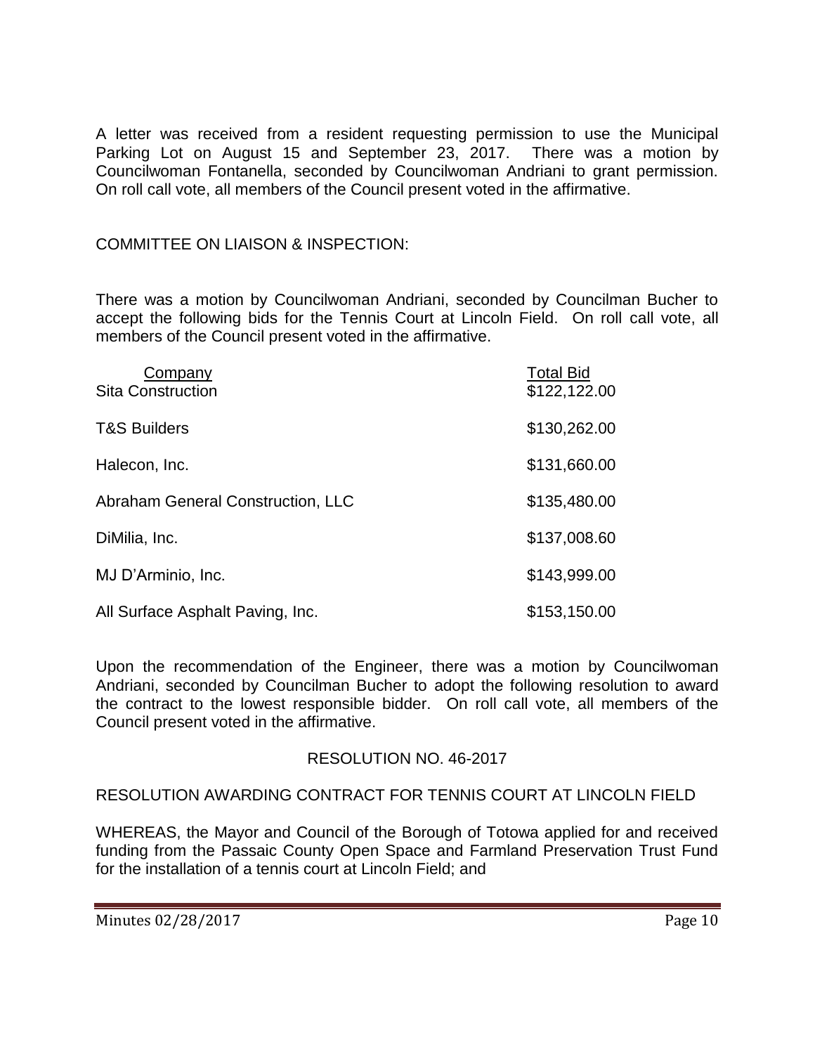A letter was received from a resident requesting permission to use the Municipal Parking Lot on August 15 and September 23, 2017. There was a motion by Councilwoman Fontanella, seconded by Councilwoman Andriani to grant permission. On roll call vote, all members of the Council present voted in the affirmative.

COMMITTEE ON LIAISON & INSPECTION:

There was a motion by Councilwoman Andriani, seconded by Councilman Bucher to accept the following bids for the Tennis Court at Lincoln Field. On roll call vote, all members of the Council present voted in the affirmative.

| Company | Total Bid |
|---|---|
| Sita Construction | $122,122.00 |
| T&S Builders | $130,262.00 |
| Halecon, Inc. | $131,660.00 |
| Abraham General Construction, LLC | $135,480.00 |
| DiMilia, Inc. | $137,008.60 |
| MJ D'Arminio, Inc. | $143,999.00 |
| All Surface Asphalt Paving, Inc. | $153,150.00 |

Upon the recommendation of the Engineer, there was a motion by Councilwoman Andriani, seconded by Councilman Bucher to adopt the following resolution to award the contract to the lowest responsible bidder. On roll call vote, all members of the Council present voted in the affirmative.

RESOLUTION NO. 46-2017

RESOLUTION AWARDING CONTRACT FOR TENNIS COURT AT LINCOLN FIELD

WHEREAS, the Mayor and Council of the Borough of Totowa applied for and received funding from the Passaic County Open Space and Farmland Preservation Trust Fund for the installation of a tennis court at Lincoln Field; and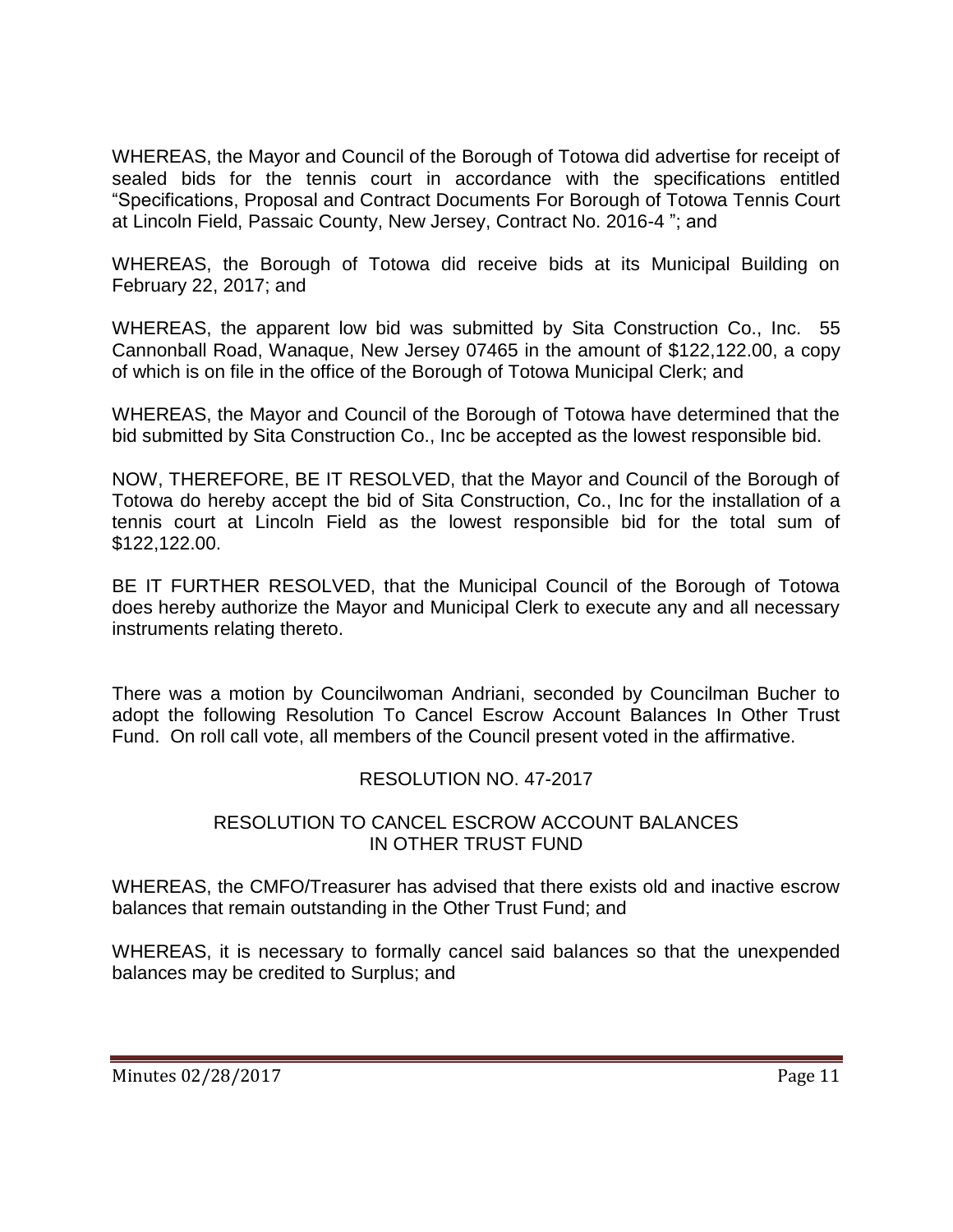WHEREAS, the Mayor and Council of the Borough of Totowa did advertise for receipt of sealed bids for the tennis court in accordance with the specifications entitled "Specifications, Proposal and Contract Documents For Borough of Totowa Tennis Court at Lincoln Field, Passaic County, New Jersey, Contract No. 2016-4 "; and

WHEREAS, the Borough of Totowa did receive bids at its Municipal Building on February 22, 2017; and

WHEREAS, the apparent low bid was submitted by Sita Construction Co., Inc. 55 Cannonball Road, Wanaque, New Jersey 07465 in the amount of $122,122.00, a copy of which is on file in the office of the Borough of Totowa Municipal Clerk; and

WHEREAS, the Mayor and Council of the Borough of Totowa have determined that the bid submitted by Sita Construction Co., Inc be accepted as the lowest responsible bid.

NOW, THEREFORE, BE IT RESOLVED, that the Mayor and Council of the Borough of Totowa do hereby accept the bid of Sita Construction, Co., Inc for the installation of a tennis court at Lincoln Field as the lowest responsible bid for the total sum of $122,122.00.

BE IT FURTHER RESOLVED, that the Municipal Council of the Borough of Totowa does hereby authorize the Mayor and Municipal Clerk to execute any and all necessary instruments relating thereto.

There was a motion by Councilwoman Andriani, seconded by Councilman Bucher to adopt the following Resolution To Cancel Escrow Account Balances In Other Trust Fund. On roll call vote, all members of the Council present voted in the affirmative.

RESOLUTION NO. 47-2017

RESOLUTION TO CANCEL ESCROW ACCOUNT BALANCES IN OTHER TRUST FUND

WHEREAS, the CMFO/Treasurer has advised that there exists old and inactive escrow balances that remain outstanding in the Other Trust Fund; and

WHEREAS, it is necessary to formally cancel said balances so that the unexpended balances may be credited to Surplus; and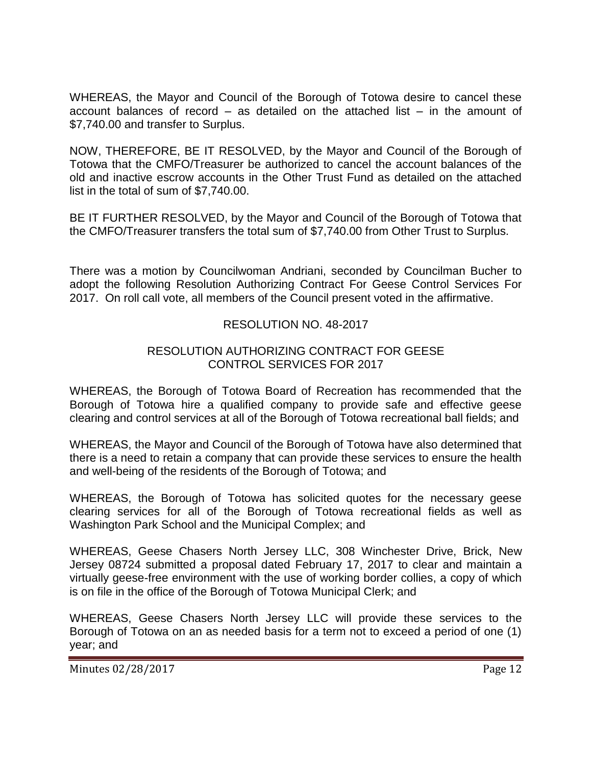WHEREAS, the Mayor and Council of the Borough of Totowa desire to cancel these account balances of record – as detailed on the attached list – in the amount of $7,740.00 and transfer to Surplus.

NOW, THEREFORE, BE IT RESOLVED, by the Mayor and Council of the Borough of Totowa that the CMFO/Treasurer be authorized to cancel the account balances of the old and inactive escrow accounts in the Other Trust Fund as detailed on the attached list in the total of sum of $7,740.00.

BE IT FURTHER RESOLVED, by the Mayor and Council of the Borough of Totowa that the CMFO/Treasurer transfers the total sum of $7,740.00 from Other Trust to Surplus.

There was a motion by Councilwoman Andriani, seconded by Councilman Bucher to adopt the following Resolution Authorizing Contract For Geese Control Services For 2017. On roll call vote, all members of the Council present voted in the affirmative.

RESOLUTION NO. 48-2017

RESOLUTION AUTHORIZING CONTRACT FOR GEESE CONTROL SERVICES FOR 2017

WHEREAS, the Borough of Totowa Board of Recreation has recommended that the Borough of Totowa hire a qualified company to provide safe and effective geese clearing and control services at all of the Borough of Totowa recreational ball fields; and

WHEREAS, the Mayor and Council of the Borough of Totowa have also determined that there is a need to retain a company that can provide these services to ensure the health and well-being of the residents of the Borough of Totowa; and

WHEREAS, the Borough of Totowa has solicited quotes for the necessary geese clearing services for all of the Borough of Totowa recreational fields as well as Washington Park School and the Municipal Complex; and

WHEREAS, Geese Chasers North Jersey LLC, 308 Winchester Drive, Brick, New Jersey 08724 submitted a proposal dated February 17, 2017 to clear and maintain a virtually geese-free environment with the use of working border collies, a copy of which is on file in the office of the Borough of Totowa Municipal Clerk; and

WHEREAS, Geese Chasers North Jersey LLC will provide these services to the Borough of Totowa on an as needed basis for a term not to exceed a period of one (1) year; and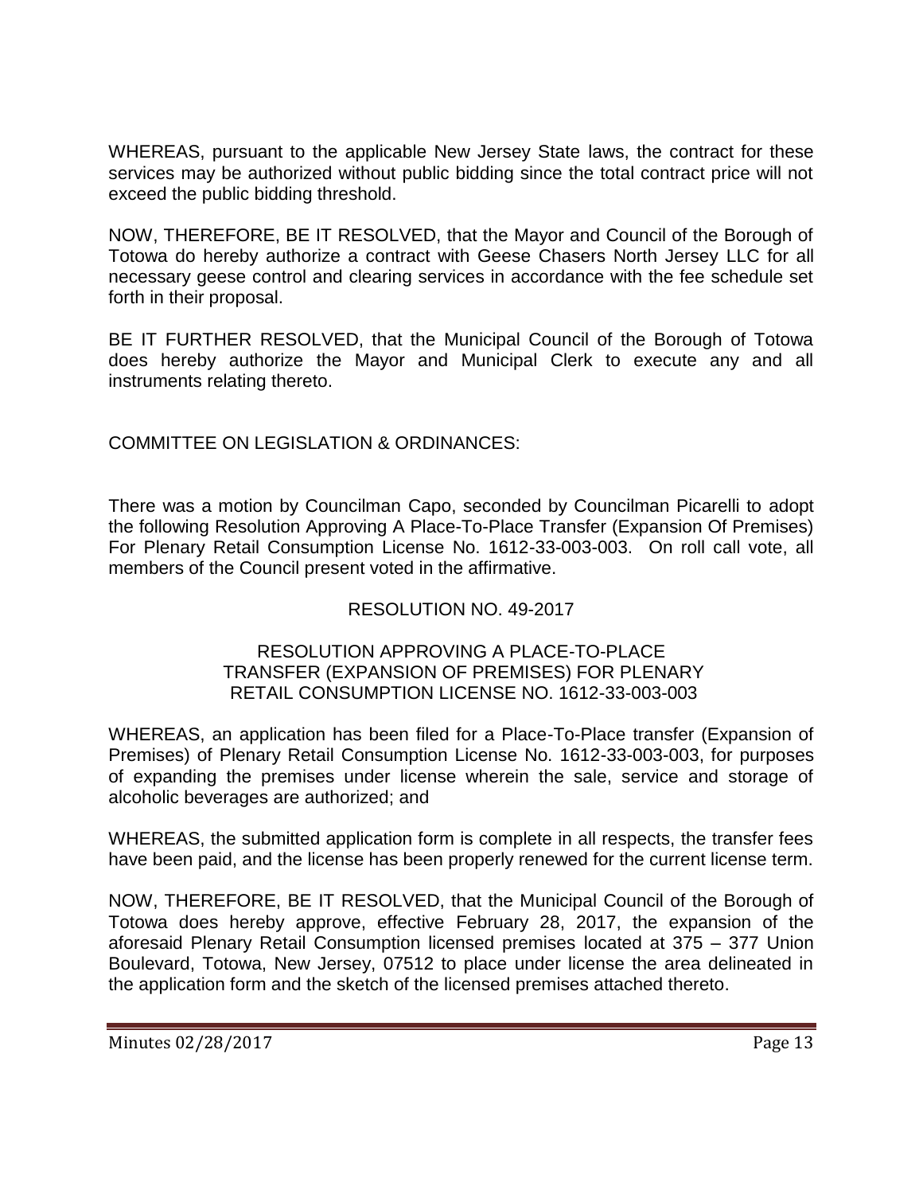WHEREAS, pursuant to the applicable New Jersey State laws, the contract for these services may be authorized without public bidding since the total contract price will not exceed the public bidding threshold.

NOW, THEREFORE, BE IT RESOLVED, that the Mayor and Council of the Borough of Totowa do hereby authorize a contract with Geese Chasers North Jersey LLC for all necessary geese control and clearing services in accordance with the fee schedule set forth in their proposal.

BE IT FURTHER RESOLVED, that the Municipal Council of the Borough of Totowa does hereby authorize the Mayor and Municipal Clerk to execute any and all instruments relating thereto.

COMMITTEE ON LEGISLATION & ORDINANCES:

There was a motion by Councilman Capo, seconded by Councilman Picarelli to adopt the following Resolution Approving A Place-To-Place Transfer (Expansion Of Premises) For Plenary Retail Consumption License No. 1612-33-003-003. On roll call vote, all members of the Council present voted in the affirmative.

RESOLUTION NO. 49-2017

RESOLUTION APPROVING A PLACE-TO-PLACE TRANSFER (EXPANSION OF PREMISES) FOR PLENARY RETAIL CONSUMPTION LICENSE NO. 1612-33-003-003

WHEREAS, an application has been filed for a Place-To-Place transfer (Expansion of Premises) of Plenary Retail Consumption License No. 1612-33-003-003, for purposes of expanding the premises under license wherein the sale, service and storage of alcoholic beverages are authorized; and

WHEREAS, the submitted application form is complete in all respects, the transfer fees have been paid, and the license has been properly renewed for the current license term.

NOW, THEREFORE, BE IT RESOLVED, that the Municipal Council of the Borough of Totowa does hereby approve, effective February 28, 2017, the expansion of the aforesaid Plenary Retail Consumption licensed premises located at 375 – 377 Union Boulevard, Totowa, New Jersey, 07512 to place under license the area delineated in the application form and the sketch of the licensed premises attached thereto.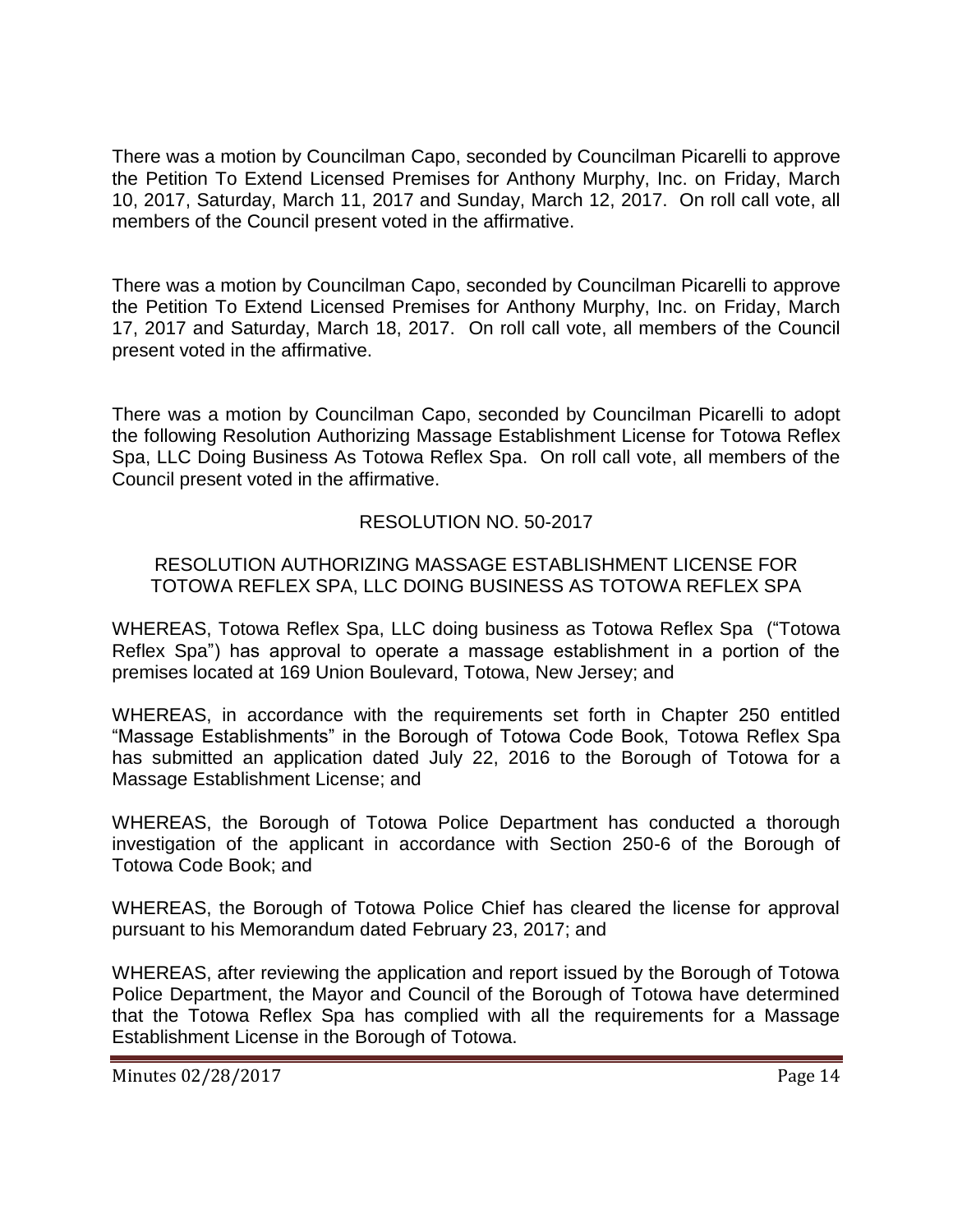There was a motion by Councilman Capo, seconded by Councilman Picarelli to approve the Petition To Extend Licensed Premises for Anthony Murphy, Inc. on Friday, March 10, 2017, Saturday, March 11, 2017 and Sunday, March 12, 2017. On roll call vote, all members of the Council present voted in the affirmative.

There was a motion by Councilman Capo, seconded by Councilman Picarelli to approve the Petition To Extend Licensed Premises for Anthony Murphy, Inc. on Friday, March 17, 2017 and Saturday, March 18, 2017. On roll call vote, all members of the Council present voted in the affirmative.

There was a motion by Councilman Capo, seconded by Councilman Picarelli to adopt the following Resolution Authorizing Massage Establishment License for Totowa Reflex Spa, LLC Doing Business As Totowa Reflex Spa. On roll call vote, all members of the Council present voted in the affirmative.

RESOLUTION NO. 50-2017

RESOLUTION AUTHORIZING MASSAGE ESTABLISHMENT LICENSE FOR TOTOWA REFLEX SPA, LLC DOING BUSINESS AS TOTOWA REFLEX SPA

WHEREAS, Totowa Reflex Spa, LLC doing business as Totowa Reflex Spa ("Totowa Reflex Spa") has approval to operate a massage establishment in a portion of the premises located at 169 Union Boulevard, Totowa, New Jersey; and

WHEREAS, in accordance with the requirements set forth in Chapter 250 entitled "Massage Establishments" in the Borough of Totowa Code Book, Totowa Reflex Spa has submitted an application dated July 22, 2016 to the Borough of Totowa for a Massage Establishment License; and

WHEREAS, the Borough of Totowa Police Department has conducted a thorough investigation of the applicant in accordance with Section 250-6 of the Borough of Totowa Code Book; and

WHEREAS, the Borough of Totowa Police Chief has cleared the license for approval pursuant to his Memorandum dated February 23, 2017; and

WHEREAS, after reviewing the application and report issued by the Borough of Totowa Police Department, the Mayor and Council of the Borough of Totowa have determined that the Totowa Reflex Spa has complied with all the requirements for a Massage Establishment License in the Borough of Totowa.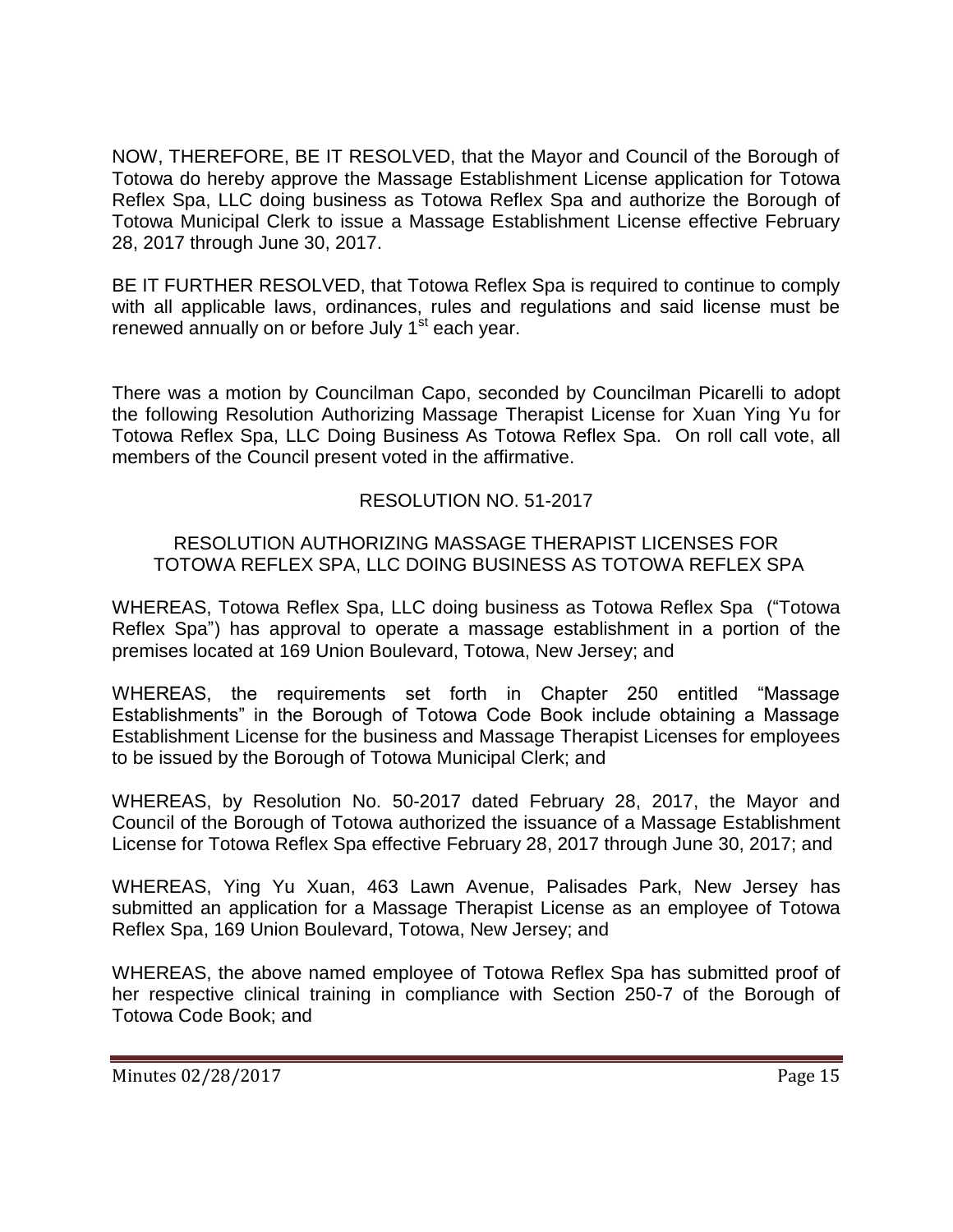NOW, THEREFORE, BE IT RESOLVED, that the Mayor and Council of the Borough of Totowa do hereby approve the Massage Establishment License application for Totowa Reflex Spa, LLC doing business as Totowa Reflex Spa and authorize the Borough of Totowa Municipal Clerk to issue a Massage Establishment License effective February 28, 2017 through June 30, 2017.

BE IT FURTHER RESOLVED, that Totowa Reflex Spa is required to continue to comply with all applicable laws, ordinances, rules and regulations and said license must be renewed annually on or before July 1st each year.

There was a motion by Councilman Capo, seconded by Councilman Picarelli to adopt the following Resolution Authorizing Massage Therapist License for Xuan Ying Yu for Totowa Reflex Spa, LLC Doing Business As Totowa Reflex Spa. On roll call vote, all members of the Council present voted in the affirmative.

RESOLUTION NO. 51-2017

RESOLUTION AUTHORIZING MASSAGE THERAPIST LICENSES FOR TOTOWA REFLEX SPA, LLC DOING BUSINESS AS TOTOWA REFLEX SPA

WHEREAS, Totowa Reflex Spa, LLC doing business as Totowa Reflex Spa ("Totowa Reflex Spa") has approval to operate a massage establishment in a portion of the premises located at 169 Union Boulevard, Totowa, New Jersey; and

WHEREAS, the requirements set forth in Chapter 250 entitled "Massage Establishments" in the Borough of Totowa Code Book include obtaining a Massage Establishment License for the business and Massage Therapist Licenses for employees to be issued by the Borough of Totowa Municipal Clerk; and

WHEREAS, by Resolution No. 50-2017 dated February 28, 2017, the Mayor and Council of the Borough of Totowa authorized the issuance of a Massage Establishment License for Totowa Reflex Spa effective February 28, 2017 through June 30, 2017; and

WHEREAS, Ying Yu Xuan, 463 Lawn Avenue, Palisades Park, New Jersey has submitted an application for a Massage Therapist License as an employee of Totowa Reflex Spa, 169 Union Boulevard, Totowa, New Jersey; and

WHEREAS, the above named employee of Totowa Reflex Spa has submitted proof of her respective clinical training in compliance with Section 250-7 of the Borough of Totowa Code Book; and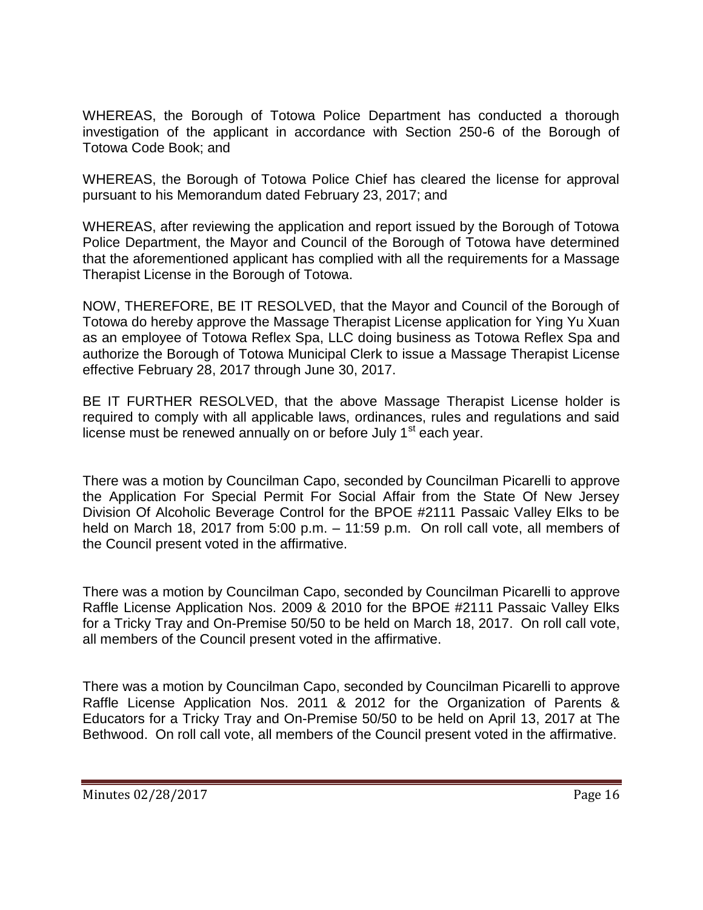WHEREAS, the Borough of Totowa Police Department has conducted a thorough investigation of the applicant in accordance with Section 250-6 of the Borough of Totowa Code Book; and

WHEREAS, the Borough of Totowa Police Chief has cleared the license for approval pursuant to his Memorandum dated February 23, 2017; and

WHEREAS, after reviewing the application and report issued by the Borough of Totowa Police Department, the Mayor and Council of the Borough of Totowa have determined that the aforementioned applicant has complied with all the requirements for a Massage Therapist License in the Borough of Totowa.

NOW, THEREFORE, BE IT RESOLVED, that the Mayor and Council of the Borough of Totowa do hereby approve the Massage Therapist License application for Ying Yu Xuan as an employee of Totowa Reflex Spa, LLC doing business as Totowa Reflex Spa and authorize the Borough of Totowa Municipal Clerk to issue a Massage Therapist License effective February 28, 2017 through June 30, 2017.

BE IT FURTHER RESOLVED, that the above Massage Therapist License holder is required to comply with all applicable laws, ordinances, rules and regulations and said license must be renewed annually on or before July 1st each year.

There was a motion by Councilman Capo, seconded by Councilman Picarelli to approve the Application For Special Permit For Social Affair from the State Of New Jersey Division Of Alcoholic Beverage Control for the BPOE #2111 Passaic Valley Elks to be held on March 18, 2017 from 5:00 p.m. – 11:59 p.m. On roll call vote, all members of the Council present voted in the affirmative.

There was a motion by Councilman Capo, seconded by Councilman Picarelli to approve Raffle License Application Nos. 2009 & 2010 for the BPOE #2111 Passaic Valley Elks for a Tricky Tray and On-Premise 50/50 to be held on March 18, 2017. On roll call vote, all members of the Council present voted in the affirmative.

There was a motion by Councilman Capo, seconded by Councilman Picarelli to approve Raffle License Application Nos. 2011 & 2012 for the Organization of Parents & Educators for a Tricky Tray and On-Premise 50/50 to be held on April 13, 2017 at The Bethwood. On roll call vote, all members of the Council present voted in the affirmative.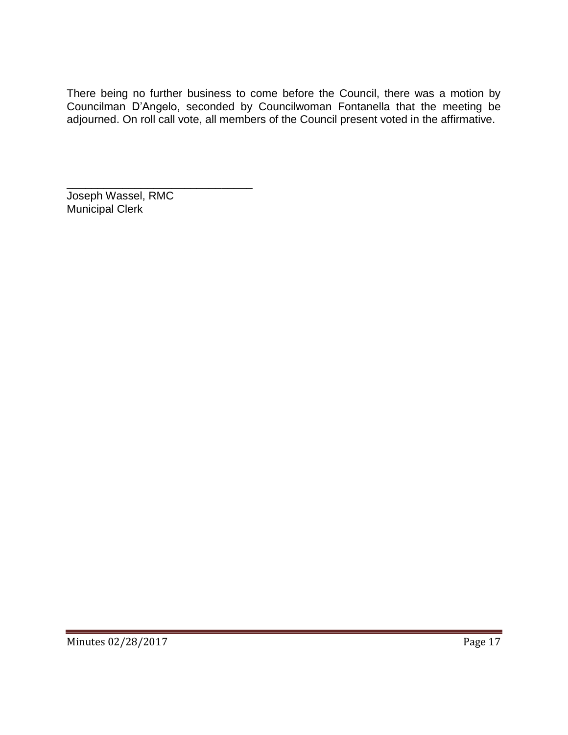There being no further business to come before the Council, there was a motion by Councilman D'Angelo, seconded by Councilwoman Fontanella that the meeting be adjourned. On roll call vote, all members of the Council present voted in the affirmative.

_______________________________

Joseph Wassel, RMC
Municipal Clerk